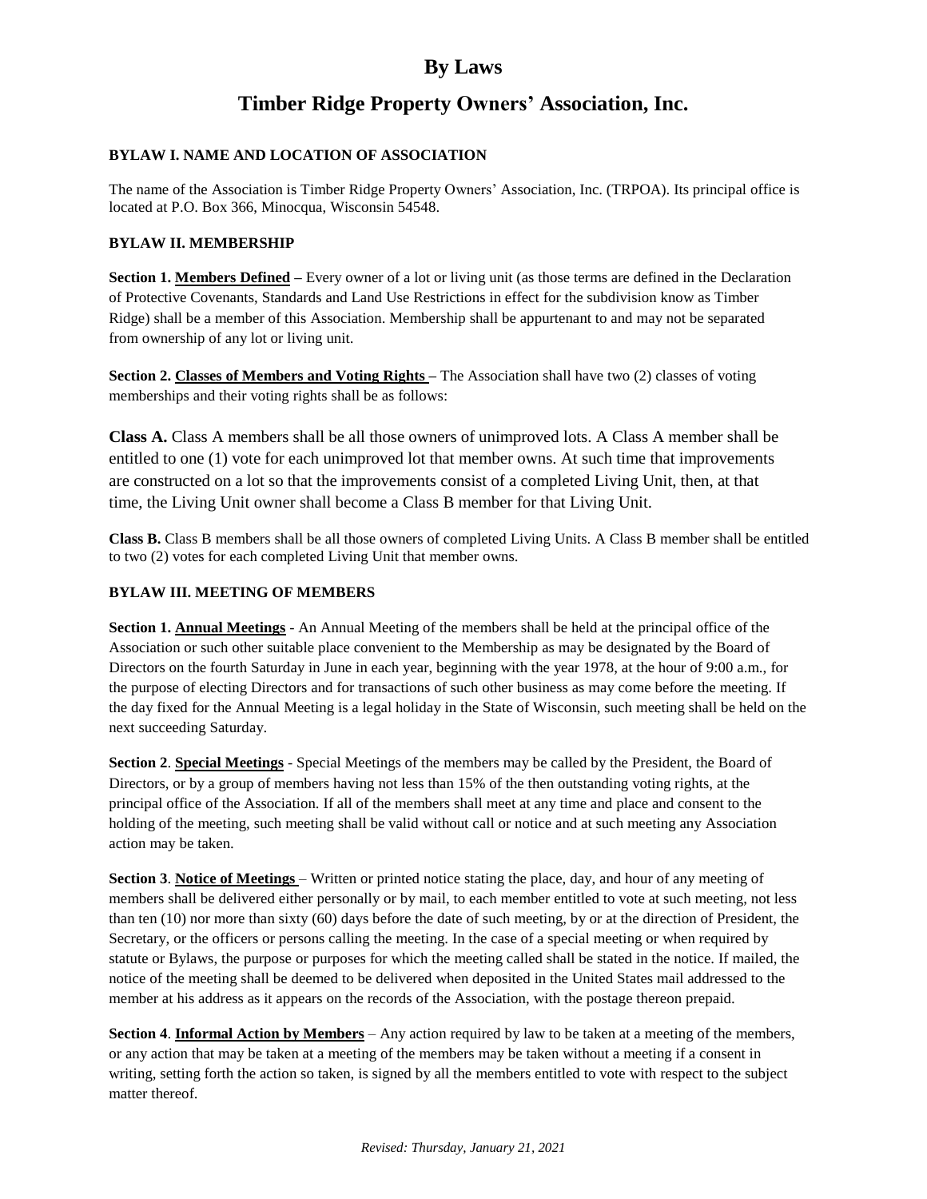# By Laws

# Timber Ridge Property Owners' Association, Inc.

### BYLAW I. NAME AND LOCATION OF ASSOCIATION

The name of the Association is Timber Ridge Property Owners' Association, Inc. (TRPOA). Its principal office is located at P.O. Box 366, Minocqua, Wisconsin 54548.

### BYLAW II. MEMBERSHIP

**Section 1. Members Defined –** Every owner of a lot or living unit (as those terms are defined in the Declaration of Protective Covenants, Standards and Land Use Restrictions in effect for the subdivision know as Timber Ridge) shall be a member of this Association. Membership shall be appurtenant to and may not be separated from ownership of any lot or living unit.

**Section 2. Classes of Members and Voting Rights –** The Association shall have two (2) classes of voting memberships and their voting rights shall be as follows:

**Class A.** Class A members shall be all those owners of unimproved lots. A Class A member shall be entitled to one (1) vote for each unimproved lot that member owns. At such time that improvements are constructed on a lot so that the improvements consist of a completed Living Unit, then, at that time, the Living Unit owner shall become a Class B member for that Living Unit.

**Class B.** Class B members shall be all those owners of completed Living Units. A Class B member shall be entitled to two (2) votes for each completed Living Unit that member owns.

### BYLAW III. MEETING OF MEMBERS

**Section 1. Annual Meetings** - An Annual Meeting of the members shall be held at the principal office of the Association or such other suitable place convenient to the Membership as may be designated by the Board of Directors on the fourth Saturday in June in each year, beginning with the year 1978, at the hour of 9:00 a.m., for the purpose of electing Directors and for transactions of such other business as may come before the meeting. If the day fixed for the Annual Meeting is a legal holiday in the State of Wisconsin, such meeting shall be held on the next succeeding Saturday.

**Section 2**. **Special Meetings** - Special Meetings of the members may be called by the President, the Board of Directors, or by a group of members having not less than 15% of the then outstanding voting rights, at the principal office of the Association. If all of the members shall meet at any time and place and consent to the holding of the meeting, such meeting shall be valid without call or notice and at such meeting any Association action may be taken.

**Section 3**. **Notice of Meetings** – Written or printed notice stating the place, day, and hour of any meeting of members shall be delivered either personally or by mail, to each member entitled to vote at such meeting, not less than ten (10) nor more than sixty (60) days before the date of such meeting, by or at the direction of President, the Secretary, or the officers or persons calling the meeting. In the case of a special meeting or when required by statute or Bylaws, the purpose or purposes for which the meeting called shall be stated in the notice. If mailed, the notice of the meeting shall be deemed to be delivered when deposited in the United States mail addressed to the member at his address as it appears on the records of the Association, with the postage thereon prepaid.

**Section 4**. **Informal Action by Members** – Any action required by law to be taken at a meeting of the members, or any action that may be taken at a meeting of the members may be taken without a meeting if a consent in writing, setting forth the action so taken, is signed by all the members entitled to vote with respect to the subject matter thereof.

*Revised: Thursday, January 21, 2021*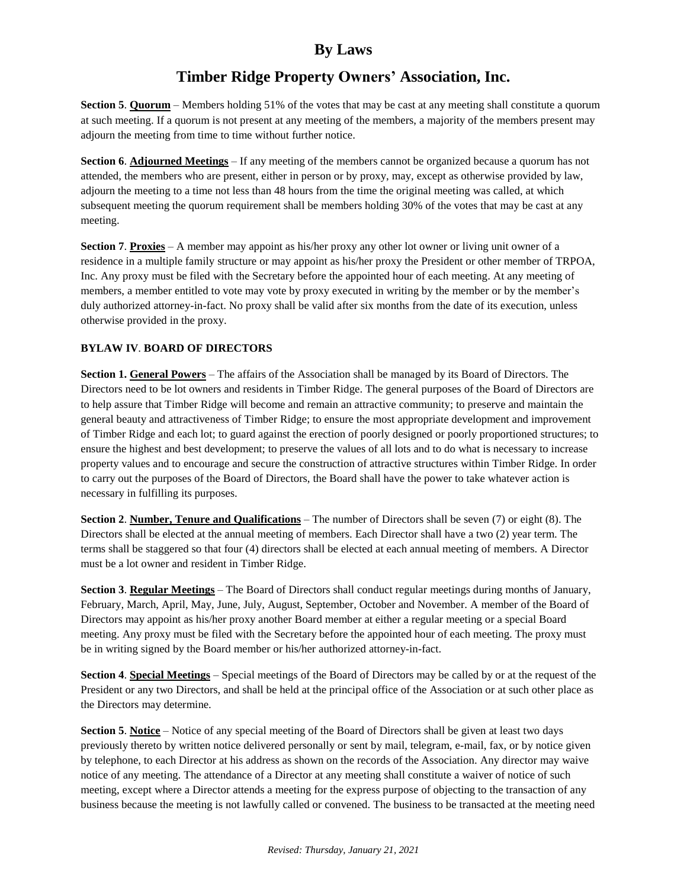Section 5. **Quorum** – Members holding 51% of the votes that may be cast at any meeting shall constitute a quorum at such meeting. If a quorum is not present at any meeting of the members, a majority of the members present may adjourn the meeting from time to time without further notice.

**Section 6**. **Adjourned Meetings** – If any meeting of the members cannot be organized because a quorum has not attended, the members who are present, either in person or by proxy, may, except as otherwise provided by law, adjourn the meeting to a time not less than 48 hours from the time the original meeting was called, at which subsequent meeting the quorum requirement shall be members holding 30% of the votes that may be cast at any meeting.

**Section 7**. **Proxies** – A member may appoint as his/her proxy any other lot owner or living unit owner of a residence in a multiple family structure or may appoint as his/her proxy the President or other member of TRPOA, Inc. Any proxy must be filed with the Secretary before the appointed hour of each meeting. At any meeting of members, a member entitled to vote may vote by proxy executed in writing by the member or by the member's duly authorized attorney-in-fact. No proxy shall be valid after six months from the date of its execution, unless otherwise provided in the proxy.

## BYLAW IV. BOARD OF DIRECTORS

**Section 1. General Powers** – The affairs of the Association shall be managed by its Board of Directors. The Directors need to be lot owners and residents in Timber Ridge. The general purposes of the Board of Directors are to help assure that Timber Ridge will become and remain an attractive community; to preserve and maintain the general beauty and attractiveness of Timber Ridge; to ensure the most appropriate development and improvement of Timber Ridge and each lot; to guard against the erection of poorly designed or poorly proportioned structures; to ensure the highest and best development; to preserve the values of all lots and to do what is necessary to increase property values and to encourage and secure the construction of attractive structures within Timber Ridge. In order to carry out the purposes of the Board of Directors, the Board shall have the power to take whatever action is necessary in fulfilling its purposes.

**Section 2**. **Number, Tenure and Qualifications** – The number of Directors shall be seven (7) or eight (8). The Directors shall be elected at the annual meeting of members. Each Director shall have a two (2) year term. The terms shall be staggered so that four (4) directors shall be elected at each annual meeting of members. A Director must be a lot owner and resident in Timber Ridge.

**Section 3**. **Regular Meetings** – The Board of Directors shall conduct regular meetings during months of January, February, March, April, May, June, July, August, September, October and November. A member of the Board of Directors may appoint as his/her proxy another Board member at either a regular meeting or a special Board meeting. Any proxy must be filed with the Secretary before the appointed hour of each meeting. The proxy must be in writing signed by the Board member or his/her authorized attorney-in-fact.

**Section 4**. **Special Meetings** – Special meetings of the Board of Directors may be called by or at the request of the President or any two Directors, and shall be held at the principal office of the Association or at such other place as the Directors may determine.

**Section 5**. **Notice** – Notice of any special meeting of the Board of Directors shall be given at least two days previously thereto by written notice delivered personally or sent by mail, telegram, e-mail, fax, or by notice given by telephone, to each Director at his address as shown on the records of the Association. Any director may waive notice of any meeting. The attendance of a Director at any meeting shall constitute a waiver of notice of such meeting, except where a Director attends a meeting for the express purpose of objecting to the transaction of any business because the meeting is not lawfully called or convened. The business to be transacted at the meeting need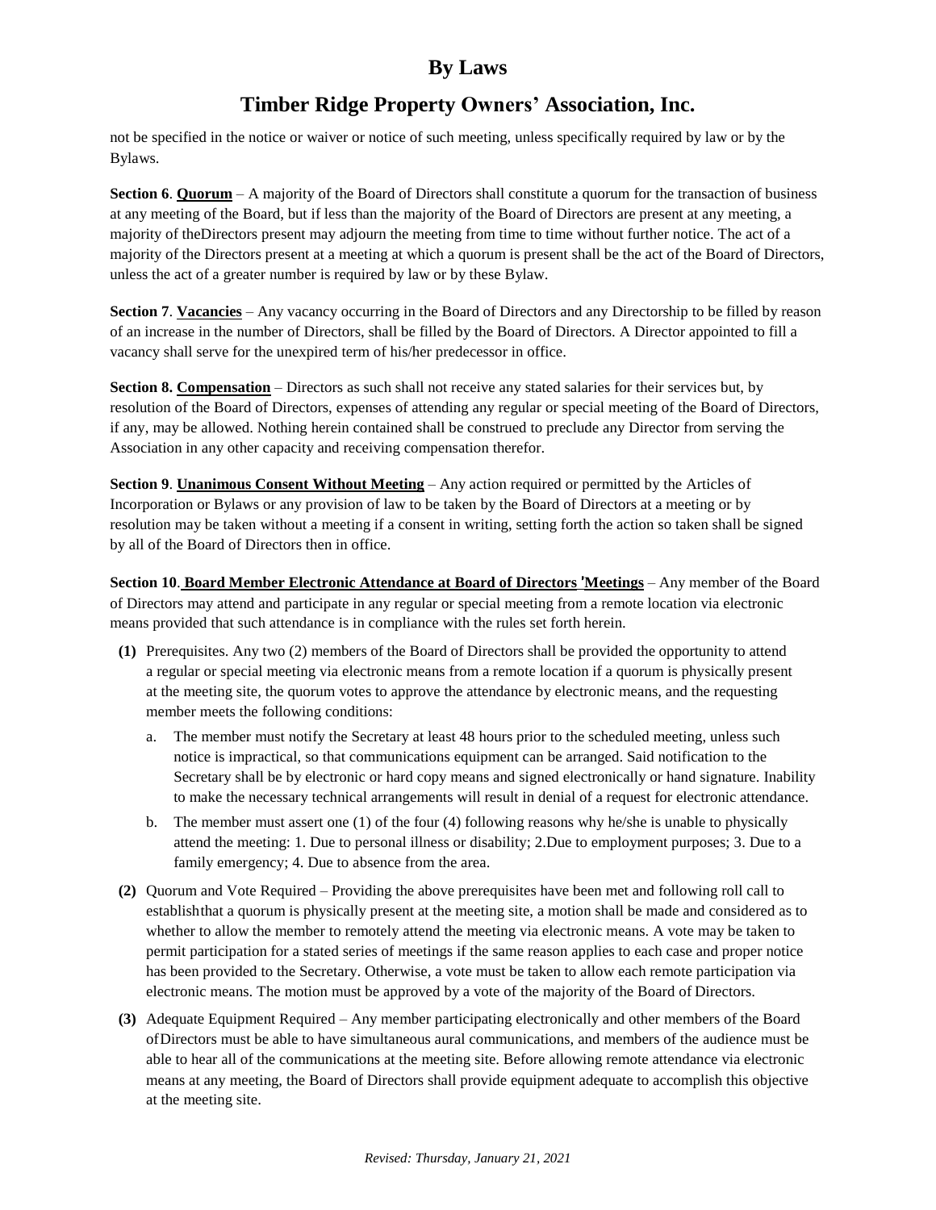not be specified in the notice or waiver or notice of such meeting, unless specifically required by law or by the Bylaws.

**Section 6**. **Quorum** – A majority of the Board of Directors shall constitute a quorum for the transaction of business at any meeting of the Board, but if less than the majority of the Board of Directors are present at any meeting, a majority of theDirectors present may adjourn the meeting from time to time without further notice. The act of a majority of the Directors present at a meeting at which a quorum is present shall be the act of the Board of Directors, unless the act of a greater number is required by law or by these Bylaw.

**Section 7**. **Vacancies** – Any vacancy occurring in the Board of Directors and any Directorship to be filled by reason of an increase in the number of Directors, shall be filled by the Board of Directors. A Director appointed to fill a vacancy shall serve for the unexpired term of his/her predecessor in office.

**Section 8. Compensation** – Directors as such shall not receive any stated salaries for their services but, by resolution of the Board of Directors, expenses of attending any regular or special meeting of the Board of Directors, if any, may be allowed. Nothing herein contained shall be construed to preclude any Director from serving the Association in any other capacity and receiving compensation therefor.

**Section 9**. **Unanimous Consent Without Meeting** – Any action required or permitted by the Articles of Incorporation or Bylaws or any provision of law to be taken by the Board of Directors at a meeting or by resolution may be taken without a meeting if a consent in writing, setting forth the action so taken shall be signed by all of the Board of Directors then in office.

**Section 10**. **Board Member Electronic Attendance at Board of Directors' Meetings** – Any member of the Board of Directors may attend and participate in any regular or special meeting from a remote location via electronic means provided that such attendance is in compliance with the rules set forth herein.

**(1)** Prerequisites. Any two (2) members of the Board of Directors shall be provided the opportunity to attend a regular or special meeting via electronic means from a remote location if a quorum is physically present at the meeting site, the quorum votes to approve the attendance by electronic means, and the requesting member meets the following conditions:

   a. The member must notify the Secretary at least 48 hours prior to the scheduled meeting, unless such notice is impractical, so that communications equipment can be arranged. Said notification to the Secretary shall be by electronic or hard copy means and signed electronically or hand signature. Inability to make the necessary technical arrangements will result in denial of a request for electronic attendance.

   b. The member must assert one (1) of the four (4) following reasons why he/she is unable to physically attend the meeting: 1. Due to personal illness or disability; 2.Due to employment purposes; 3. Due to a family emergency; 4. Due to absence from the area.

**(2)** Quorum and Vote Required – Providing the above prerequisites have been met and following roll call to establishthat a quorum is physically present at the meeting site, a motion shall be made and considered as to whether to allow the member to remotely attend the meeting via electronic means. A vote may be taken to permit participation for a stated series of meetings if the same reason applies to each case and proper notice has been provided to the Secretary. Otherwise, a vote must be taken to allow each remote participation via electronic means. The motion must be approved by a vote of the majority of the Board of Directors.

**(3)** Adequate Equipment Required – Any member participating electronically and other members of the Board ofDirectors must be able to have simultaneous aural communications, and members of the audience must be able to hear all of the communications at the meeting site. Before allowing remote attendance via electronic means at any meeting, the Board of Directors shall provide equipment adequate to accomplish this objective at the meeting site.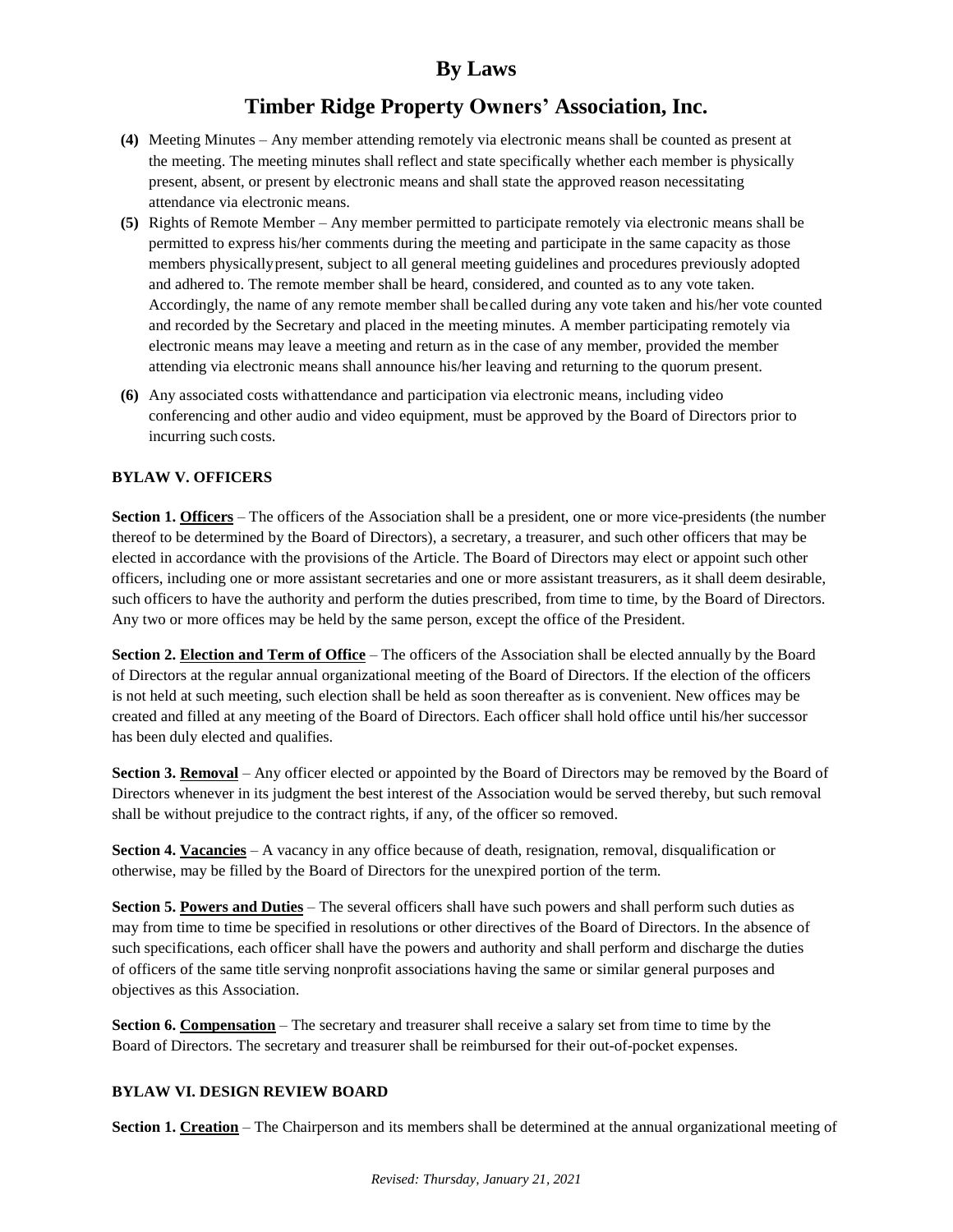**(4)** Meeting Minutes – Any member attending remotely via electronic means shall be counted as present at the meeting. The meeting minutes shall reflect and state specifically whether each member is physically present, absent, or present by electronic means and shall state the approved reason necessitating attendance via electronic means.

**(5)** Rights of Remote Member – Any member permitted to participate remotely via electronic means shall be permitted to express his/her comments during the meeting and participate in the same capacity as those members physically present, subject to all general meeting guidelines and procedures previously adopted and adhered to. The remote member shall be heard, considered, and counted as to any vote taken. Accordingly, the name of any remote member shall be called during any vote taken and his/her vote counted and recorded by the Secretary and placed in the meeting minutes. A member participating remotely via electronic means may leave a meeting and return as in the case of any member, provided the member attending via electronic means shall announce his/her leaving and returning to the quorum present.

**(6)** Any associated costs with attendance and participation via electronic means, including video conferencing and other audio and video equipment, must be approved by the Board of Directors prior to incurring such costs.

**BYLAW V. OFFICERS**

**Section 1. Officers** – The officers of the Association shall be a president, one or more vice-presidents (the number thereof to be determined by the Board of Directors), a secretary, a treasurer, and such other officers that may be elected in accordance with the provisions of the Article. The Board of Directors may elect or appoint such other officers, including one or more assistant secretaries and one or more assistant treasurers, as it shall deem desirable, such officers to have the authority and perform the duties prescribed, from time to time, by the Board of Directors. Any two or more offices may be held by the same person, except the office of the President.

**Section 2. Election and Term of Office** – The officers of the Association shall be elected annually by the Board of Directors at the regular annual organizational meeting of the Board of Directors. If the election of the officers is not held at such meeting, such election shall be held as soon thereafter as is convenient. New offices may be created and filled at any meeting of the Board of Directors. Each officer shall hold office until his/her successor has been duly elected and qualifies.

**Section 3. Removal** – Any officer elected or appointed by the Board of Directors may be removed by the Board of Directors whenever in its judgment the best interest of the Association would be served thereby, but such removal shall be without prejudice to the contract rights, if any, of the officer so removed.

**Section 4. Vacancies** – A vacancy in any office because of death, resignation, removal, disqualification or otherwise, may be filled by the Board of Directors for the unexpired portion of the term.

**Section 5. Powers and Duties** – The several officers shall have such powers and shall perform such duties as may from time to time be specified in resolutions or other directives of the Board of Directors. In the absence of such specifications, each officer shall have the powers and authority and shall perform and discharge the duties of officers of the same title serving nonprofit associations having the same or similar general purposes and objectives as this Association.

**Section 6. Compensation** – The secretary and treasurer shall receive a salary set from time to time by the Board of Directors. The secretary and treasurer shall be reimbursed for their out-of-pocket expenses.

**BYLAW VI. DESIGN REVIEW BOARD**

**Section 1. Creation** – The Chairperson and its members shall be determined at the annual organizational meeting of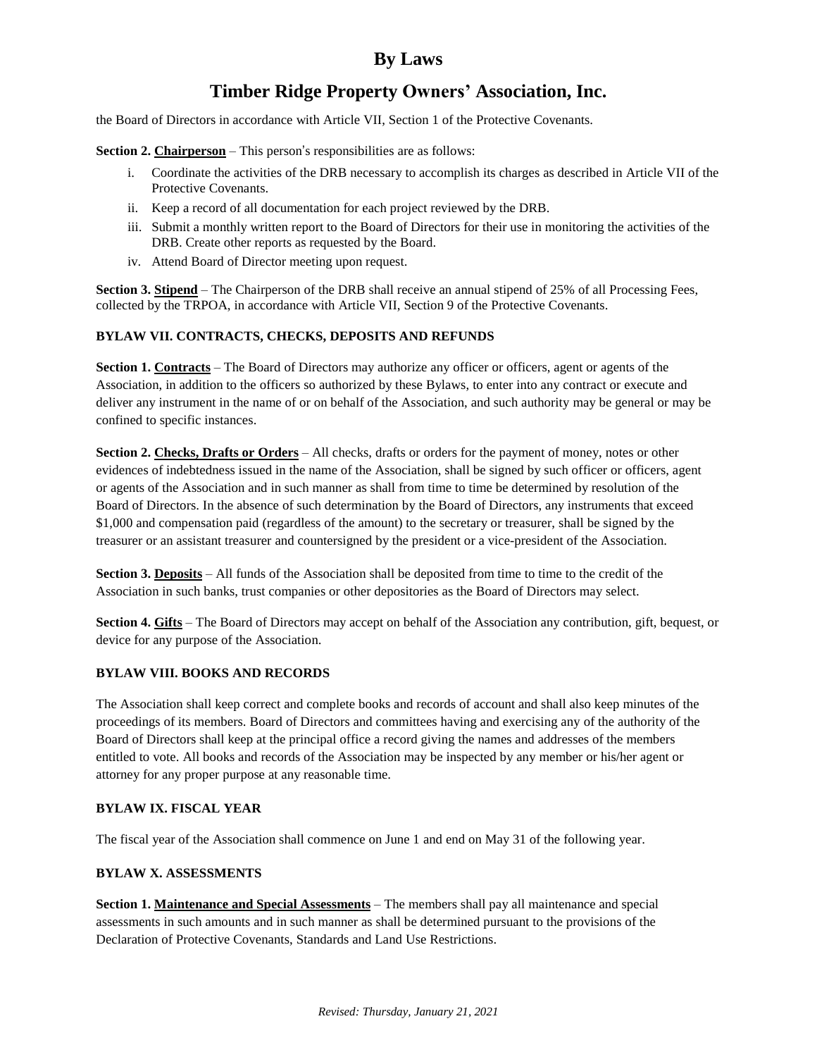the Board of Directors in accordance with Article VII, Section 1 of the Protective Covenants.

**Section 2. Chairperson** – This person's responsibilities are as follows:

i. Coordinate the activities of the DRB necessary to accomplish its charges as described in Article VII of the Protective Covenants.
ii. Keep a record of all documentation for each project reviewed by the DRB.
iii. Submit a monthly written report to the Board of Directors for their use in monitoring the activities of the DRB. Create other reports as requested by the Board.
iv. Attend Board of Director meeting upon request.

**Section 3. Stipend** – The Chairperson of the DRB shall receive an annual stipend of 25% of all Processing Fees, collected by the TRPOA, in accordance with Article VII, Section 9 of the Protective Covenants.

**BYLAW VII. CONTRACTS, CHECKS, DEPOSITS AND REFUNDS**

**Section 1. Contracts** – The Board of Directors may authorize any officer or officers, agent or agents of the Association, in addition to the officers so authorized by these Bylaws, to enter into any contract or execute and deliver any instrument in the name of or on behalf of the Association, and such authority may be general or may be confined to specific instances.

**Section 2. Checks, Drafts or Orders** – All checks, drafts or orders for the payment of money, notes or other evidences of indebtedness issued in the name of the Association, shall be signed by such officer or officers, agent or agents of the Association and in such manner as shall from time to time be determined by resolution of the Board of Directors. In the absence of such determination by the Board of Directors, any instruments that exceed $1,000 and compensation paid (regardless of the amount) to the secretary or treasurer, shall be signed by the treasurer or an assistant treasurer and countersigned by the president or a vice-president of the Association.

**Section 3. Deposits** – All funds of the Association shall be deposited from time to time to the credit of the Association in such banks, trust companies or other depositories as the Board of Directors may select.

**Section 4. Gifts** – The Board of Directors may accept on behalf of the Association any contribution, gift, bequest, or device for any purpose of the Association.

**BYLAW VIII. BOOKS AND RECORDS**

The Association shall keep correct and complete books and records of account and shall also keep minutes of the proceedings of its members. Board of Directors and committees having and exercising any of the authority of the Board of Directors shall keep at the principal office a record giving the names and addresses of the members entitled to vote. All books and records of the Association may be inspected by any member or his/her agent or attorney for any proper purpose at any reasonable time.

**BYLAW IX. FISCAL YEAR**

The fiscal year of the Association shall commence on June 1 and end on May 31 of the following year.

**BYLAW X. ASSESSMENTS**

**Section 1. Maintenance and Special Assessments** – The members shall pay all maintenance and special assessments in such amounts and in such manner as shall be determined pursuant to the provisions of the Declaration of Protective Covenants, Standards and Land Use Restrictions.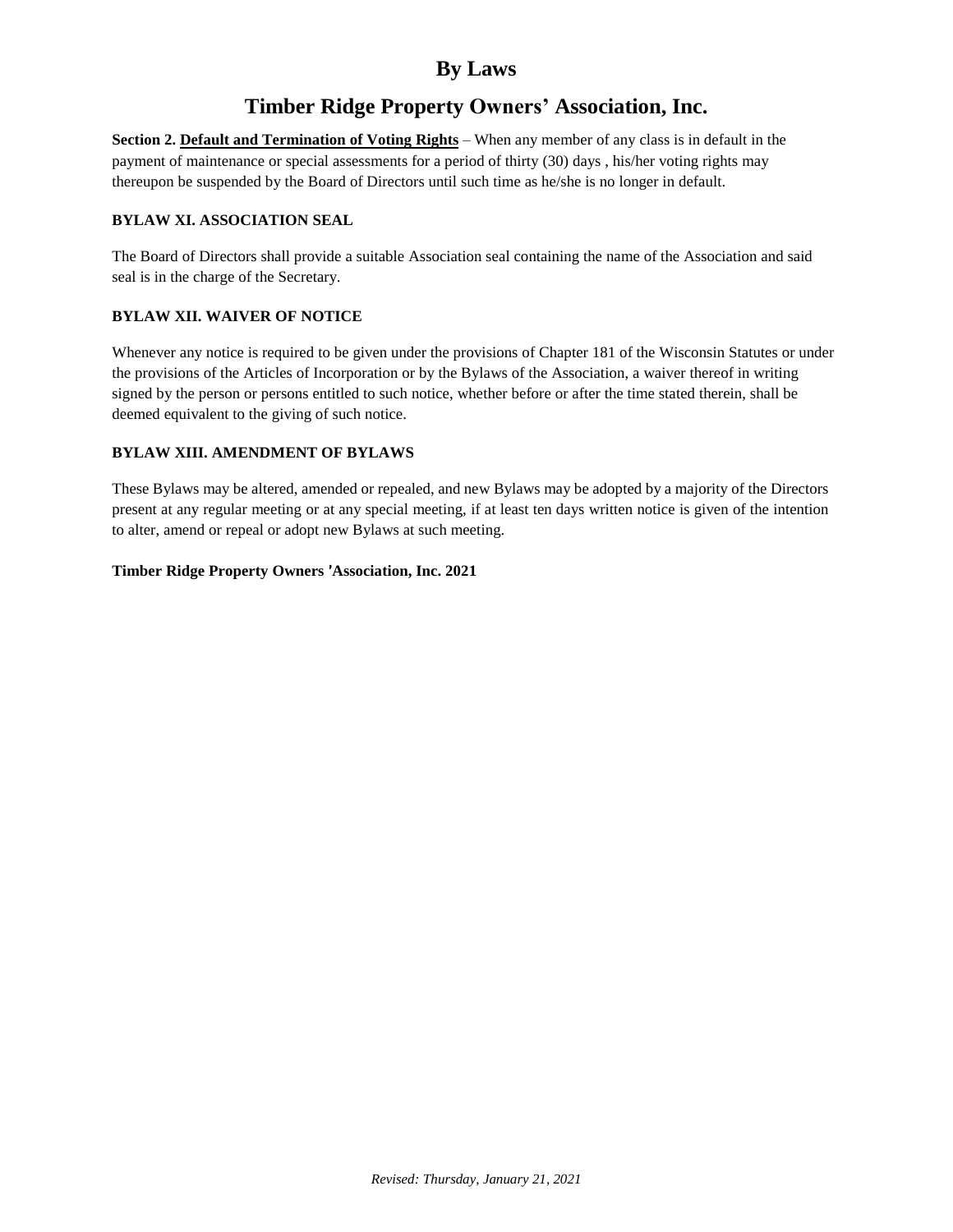**Section 2. Default and Termination of Voting Rights** – When any member of any class is in default in the payment of maintenance or special assessments for a period of thirty (30) days , his/her voting rights may thereupon be suspended by the Board of Directors until such time as he/she is no longer in default.

**BYLAW XI. ASSOCIATION SEAL**

The Board of Directors shall provide a suitable Association seal containing the name of the Association and said seal is in the charge of the Secretary.

**BYLAW XII. WAIVER OF NOTICE**

Whenever any notice is required to be given under the provisions of Chapter 181 of the Wisconsin Statutes or under the provisions of the Articles of Incorporation or by the Bylaws of the Association, a waiver thereof in writing signed by the person or persons entitled to such notice, whether before or after the time stated therein, shall be deemed equivalent to the giving of such notice.

**BYLAW XIII. AMENDMENT OF BYLAWS**

These Bylaws may be altered, amended or repealed, and new Bylaws may be adopted by a majority of the Directors present at any regular meeting or at any special meeting, if at least ten days written notice is given of the intention to alter, amend or repeal or adopt new Bylaws at such meeting.

**Timber Ridge Property Owners 'Association, Inc. 2021**